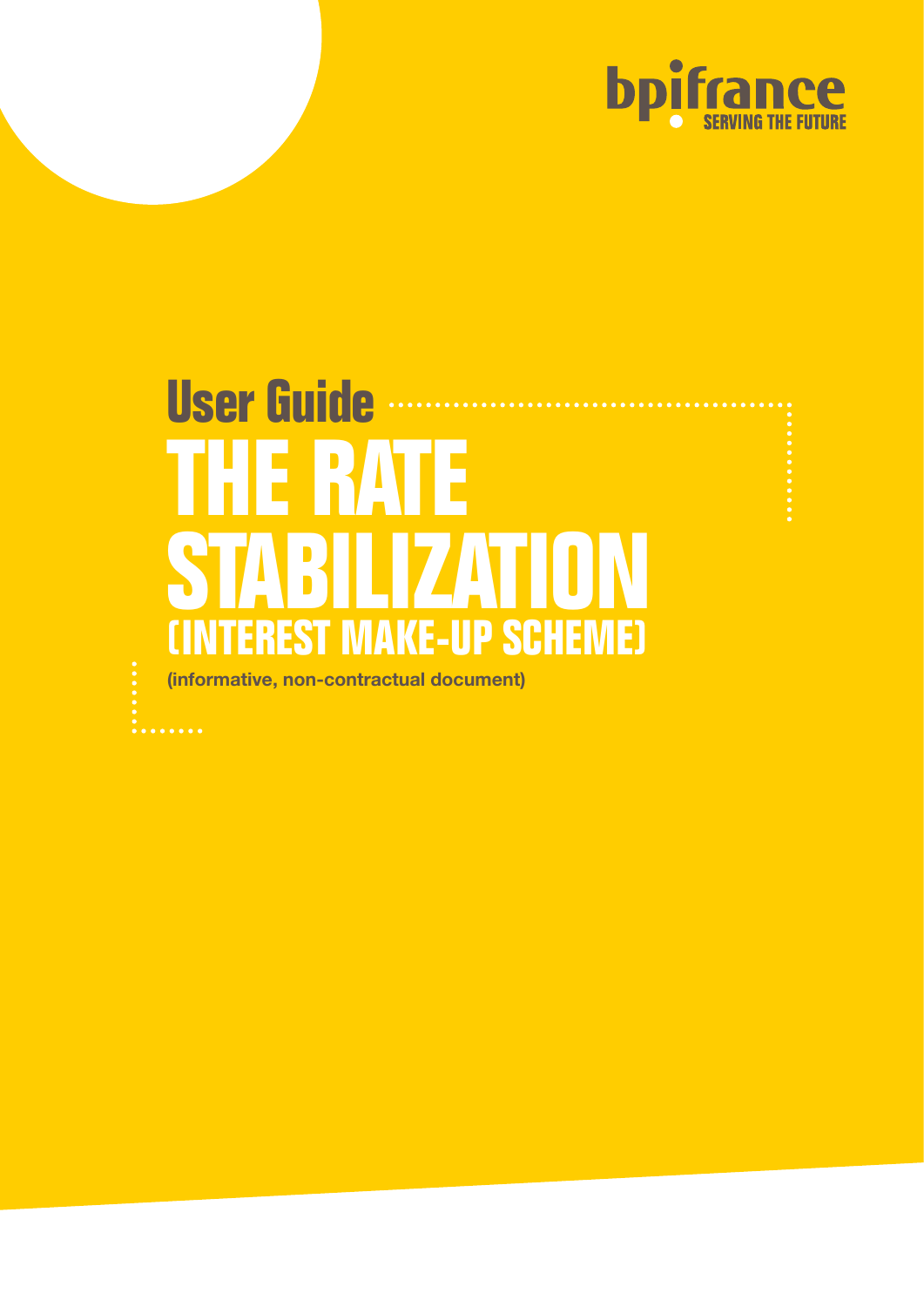bpifrance
SERVING THE FUTURE

## User Guide

# THE RATE STABILIZATION (INTEREST MAKE-UP SCHEME)

**(informative, non-contractual document)**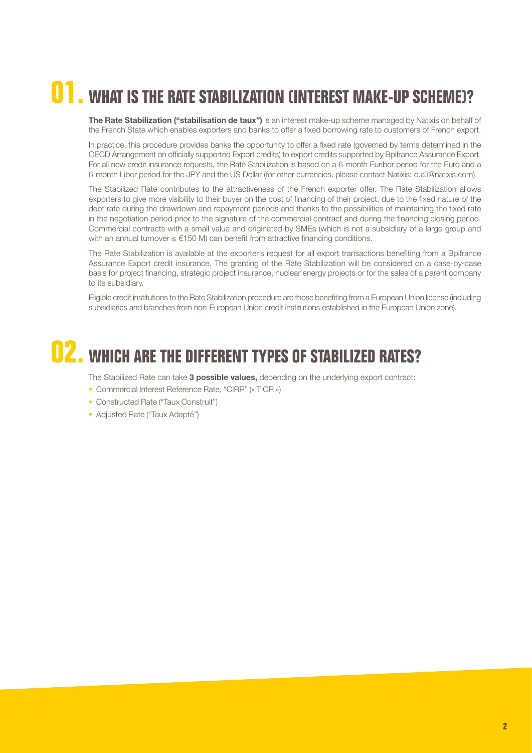# 01. WHAT IS THE RATE STABILIZATION (INTEREST MAKE-UP SCHEME)?

**The Rate Stabilization ("stabilisation de taux")** is an interest make-up scheme managed by Natixis on behalf of the French State which enables exporters and banks to offer a fixed borrowing rate to customers of French export.

In practice, this procedure provides banks the opportunity to offer a fixed rate (governed by terms determined in the OECD Arrangement on officially supported Export credits) to export credits supported by Bpifrance Assurance Export. For all new credit insurance requests, the Rate Stabilization is based on a 6-month Euribor period for the Euro and a 6-month Libor period for the JPY and the US Dollar (for other currencies, please contact Natixis: d.a.i@natixis.com).

The Stabilized Rate contributes to the attractiveness of the French exporter offer. The Rate Stabilization allows exporters to give more visibility to their buyer on the cost of financing of their project, due to the fixed nature of the debt rate during the drawdown and repayment periods and thanks to the possibilities of maintaining the fixed rate in the negotiation period prior to the signature of the commercial contract and during the financing closing period. Commercial contracts with a small value and originated by SMEs (which is not a subsidiary of a large group and with an annual turnover ≤ €150 M) can benefit from attractive financing conditions.

The Rate Stabilization is available at the exporter's request for all export transactions benefiting from a Bpifrance Assurance Export credit insurance. The granting of the Rate Stabilization will be considered on a case-by-case basis for project financing, strategic project insurance, nuclear energy projects or for the sales of a parent company to its subsidiary.

Eligible credit institutions to the Rate Stabilization procedure are those benefiting from a European Union license (including subsidiaries and branches from non-European Union credit institutions established in the European Union zone).

# 02. WHICH ARE THE DIFFERENT TYPES OF STABILIZED RATES?

The Stabilized Rate can take **3 possible values,** depending on the underlying export contract:

- Commercial Interest Reference Rate, "CIRR" (« TICR »)
- Constructed Rate ("Taux Construit")
- Adjusted Rate ("Taux Adapté")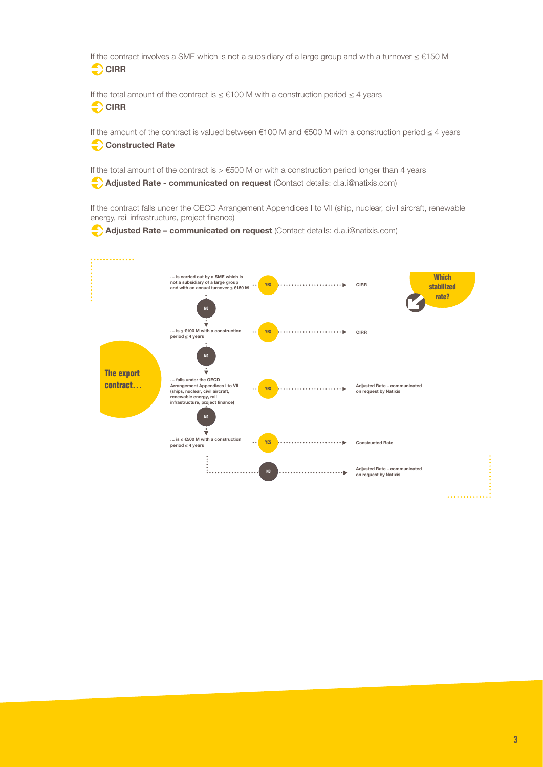If the contract involves a SME which is not a subsidiary of a large group and with a turnover ≤ €150 M

**CIRR**

If the total amount of the contract is ≤ €100 M with a construction period ≤ 4 years

**CIRR**

If the amount of the contract is valued between €100 M and €500 M with a construction period ≤ 4 years

**Constructed Rate**

If the total amount of the contract is > €500 M or with a construction period longer than 4 years

**Adjusted Rate - communicated on request** (Contact details: d.a.i@natixis.com)

If the contract falls under the OECD Arrangement Appendices I to VII (ship, nuclear, civil aircraft, renewable energy, rail infrastructure, project finance)

**Adjusted Rate – communicated on request** (Contact details: d.a.i@natixis.com)

**Which stabilized rate?**

**The export contract…**

- … is carried out by a SME which is not a subsidiary of a large group and with an annual turnover ≤ €150 M
  - YES → CIRR
  - NO ↓
- … is ≤ €100 M with a construction period ≤ 4 years
  - YES → CIRR
  - NO ↓
- … falls under the OECD Arrangement Appendices I to VII (ships, nuclear, civil aircraft, renewable energy, rail infrastructure, project finance)
  - YES → Adjusted Rate – communicated on request by Natixis
  - NO ↓
- … is ≤ €500 M with a construction period ≤ 4 years
  - YES → Constructed Rate
  - NO → Adjusted Rate – communicated on request by Natixis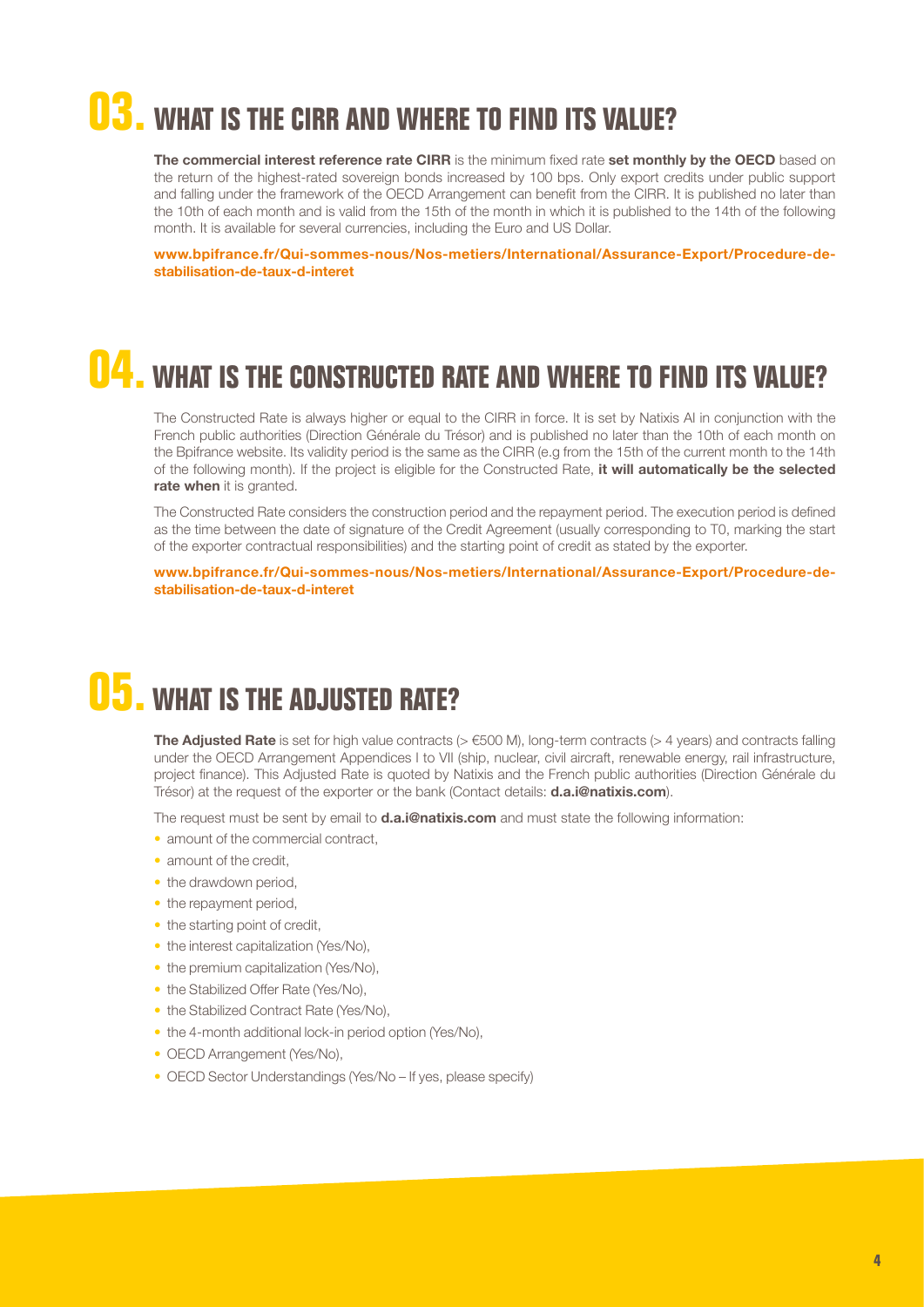# 03. WHAT IS THE CIRR AND WHERE TO FIND ITS VALUE?

**The commercial interest reference rate CIRR** is the minimum fixed rate **set monthly by the OECD** based on the return of the highest-rated sovereign bonds increased by 100 bps. Only export credits under public support and falling under the framework of the OECD Arrangement can benefit from the CIRR. It is published no later than the 10th of each month and is valid from the 15th of the month in which it is published to the 14th of the following month. It is available for several currencies, including the Euro and US Dollar.

**www.bpifrance.fr/Qui-sommes-nous/Nos-metiers/International/Assurance-Export/Procedure-de-stabilisation-de-taux-d-interet**

# 04. WHAT IS THE CONSTRUCTED RATE AND WHERE TO FIND ITS VALUE?

The Constructed Rate is always higher or equal to the CIRR in force. It is set by Natixis AI in conjunction with the French public authorities (Direction Générale du Trésor) and is published no later than the 10th of each month on the Bpifrance website. Its validity period is the same as the CIRR (e.g from the 15th of the current month to the 14th of the following month). If the project is eligible for the Constructed Rate, **it will automatically be the selected rate when** it is granted.

The Constructed Rate considers the construction period and the repayment period. The execution period is defined as the time between the date of signature of the Credit Agreement (usually corresponding to T0, marking the start of the exporter contractual responsibilities) and the starting point of credit as stated by the exporter.

**www.bpifrance.fr/Qui-sommes-nous/Nos-metiers/International/Assurance-Export/Procedure-de-stabilisation-de-taux-d-interet**

# 05. WHAT IS THE ADJUSTED RATE?

**The Adjusted Rate** is set for high value contracts (> €500 M), long-term contracts (> 4 years) and contracts falling under the OECD Arrangement Appendices I to VII (ship, nuclear, civil aircraft, renewable energy, rail infrastructure, project finance). This Adjusted Rate is quoted by Natixis and the French public authorities (Direction Générale du Trésor) at the request of the exporter or the bank (Contact details: **d.a.i@natixis.com**).

The request must be sent by email to **d.a.i@natixis.com** and must state the following information:

- amount of the commercial contract,
- amount of the credit,
- the drawdown period,
- the repayment period,
- the starting point of credit,
- the interest capitalization (Yes/No),
- the premium capitalization (Yes/No),
- the Stabilized Offer Rate (Yes/No),
- the Stabilized Contract Rate (Yes/No),
- the 4-month additional lock-in period option (Yes/No),
- OECD Arrangement (Yes/No),
- OECD Sector Understandings (Yes/No – If yes, please specify)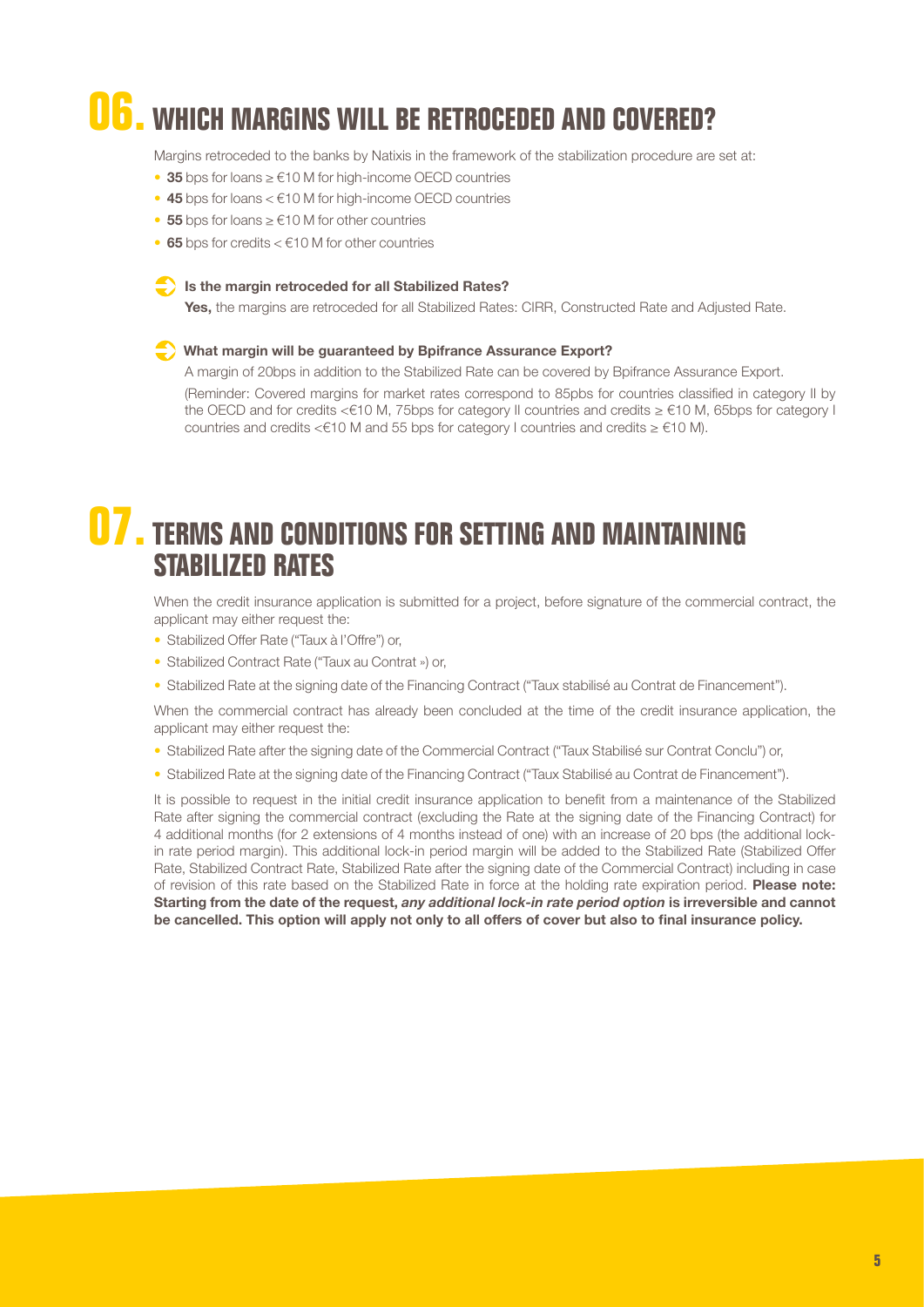# 06. WHICH MARGINS WILL BE RETROCEDED AND COVERED?

Margins retroceded to the banks by Natixis in the framework of the stabilization procedure are set at:

- **35** bps for loans ≥ €10 M for high-income OECD countries
- **45** bps for loans < €10 M for high-income OECD countries
- **55** bps for loans ≥ €10 M for other countries
- **65** bps for credits < €10 M for other countries

**Is the margin retroceded for all Stabilized Rates?**

**Yes,** the margins are retroceded for all Stabilized Rates: CIRR, Constructed Rate and Adjusted Rate.

**What margin will be guaranteed by Bpifrance Assurance Export?**

A margin of 20bps in addition to the Stabilized Rate can be covered by Bpifrance Assurance Export.

(Reminder: Covered margins for market rates correspond to 85pbs for countries classified in category II by the OECD and for credits <€10 M, 75bps for category II countries and credits ≥ €10 M, 65bps for category I countries and credits <€10 M and 55 bps for category I countries and credits ≥ €10 M).

# 07. TERMS AND CONDITIONS FOR SETTING AND MAINTAINING STABILIZED RATES

When the credit insurance application is submitted for a project, before signature of the commercial contract, the applicant may either request the:

- Stabilized Offer Rate ("Taux à l'Offre") or,
- Stabilized Contract Rate ("Taux au Contrat ») or,
- Stabilized Rate at the signing date of the Financing Contract ("Taux stabilisé au Contrat de Financement").

When the commercial contract has already been concluded at the time of the credit insurance application, the applicant may either request the:

- Stabilized Rate after the signing date of the Commercial Contract ("Taux Stabilisé sur Contrat Conclu") or,
- Stabilized Rate at the signing date of the Financing Contract ("Taux Stabilisé au Contrat de Financement").

It is possible to request in the initial credit insurance application to benefit from a maintenance of the Stabilized Rate after signing the commercial contract (excluding the Rate at the signing date of the Financing Contract) for 4 additional months (for 2 extensions of 4 months instead of one) with an increase of 20 bps (the additional lock-in rate period margin). This additional lock-in period margin will be added to the Stabilized Rate (Stabilized Offer Rate, Stabilized Contract Rate, Stabilized Rate after the signing date of the Commercial Contract) including in case of revision of this rate based on the Stabilized Rate in force at the holding rate expiration period. **Please note: Starting from the date of the request, *any additional lock-in rate period option* is irreversible and cannot be cancelled. This option will apply not only to all offers of cover but also to final insurance policy.**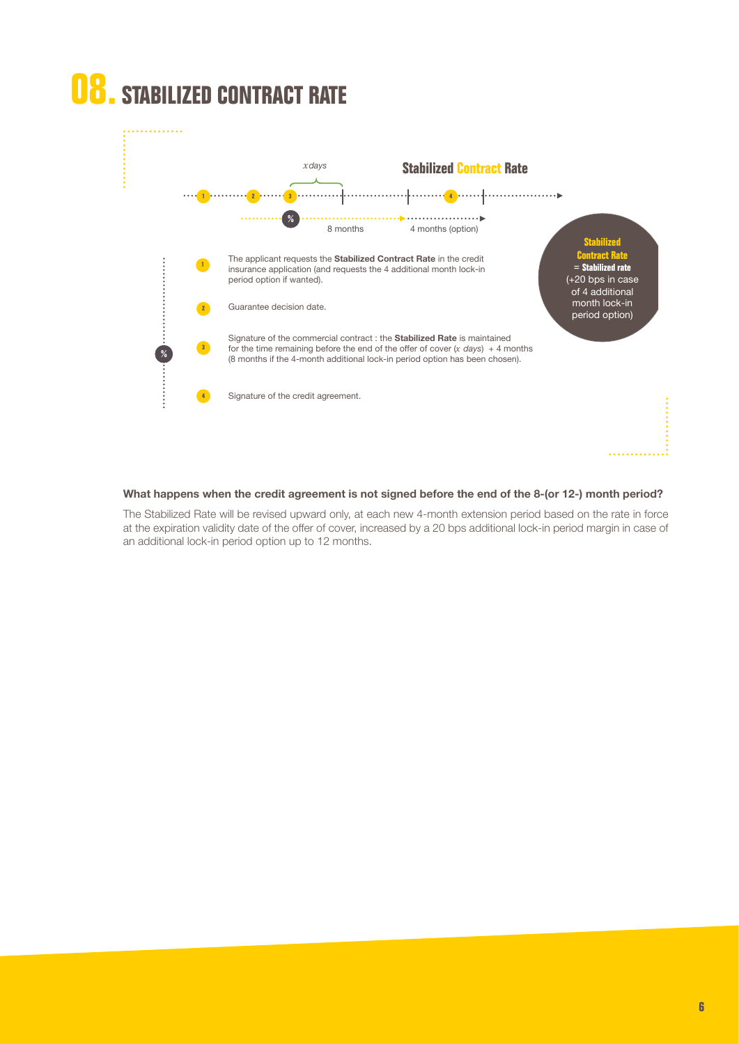# 08. STABILIZED CONTRACT RATE

**Stabilized Contract Rate**

*x days*

8 months

4 months (option)

1. The applicant requests the **Stabilized Contract Rate** in the credit insurance application (and requests the 4 additional month lock-in period option if wanted).
2. Guarantee decision date.
3. Signature of the commercial contract : the **Stabilized Rate** is maintained for the time remaining before the end of the offer of cover (*x days*) + 4 months (8 months if the 4-month additional lock-in period option has been chosen).
4. Signature of the credit agreement.

**Stabilized Contract Rate** = **Stabilized rate** (+20 bps in case of 4 additional month lock-in period option)

**What happens when the credit agreement is not signed before the end of the 8-(or 12-) month period?**

The Stabilized Rate will be revised upward only, at each new 4-month extension period based on the rate in force at the expiration validity date of the offer of cover, increased by a 20 bps additional lock-in period margin in case of an additional lock-in period option up to 12 months.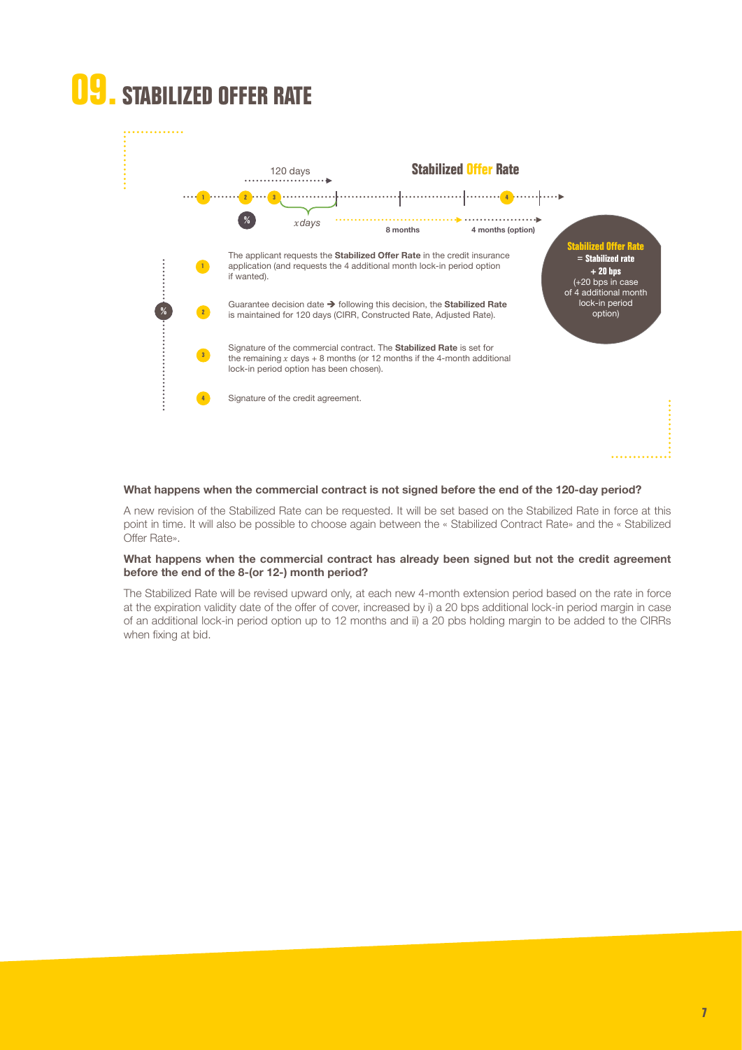# 09. STABILIZED OFFER RATE

**Stabilized Offer Rate**

120 days

$x$ days

8 months

4 months (option)

1. The applicant requests the **Stabilized Offer Rate** in the credit insurance application (and requests the 4 additional month lock-in period option if wanted).
2. Guarantee decision date → following this decision, the **Stabilized Rate** is maintained for 120 days (CIRR, Constructed Rate, Adjusted Rate).
3. Signature of the commercial contract. The **Stabilized Rate** is set for the remaining $x$ days + 8 months (or 12 months if the 4-month additional lock-in period option has been chosen).
4. Signature of the credit agreement.

**Stabilized Offer Rate**
= **Stabilized rate**
**+ 20 bps**
(+20 bps in case of 4 additional month lock-in period option)

**What happens when the commercial contract is not signed before the end of the 120-day period?**

A new revision of the Stabilized Rate can be requested. It will be set based on the Stabilized Rate in force at this point in time. It will also be possible to choose again between the « Stabilized Contract Rate» and the « Stabilized Offer Rate».

**What happens when the commercial contract has already been signed but not the credit agreement before the end of the 8-(or 12-) month period?**

The Stabilized Rate will be revised upward only, at each new 4-month extension period based on the rate in force at the expiration validity date of the offer of cover, increased by i) a 20 bps additional lock-in period margin in case of an additional lock-in period option up to 12 months and ii) a 20 pbs holding margin to be added to the CIRRs when fixing at bid.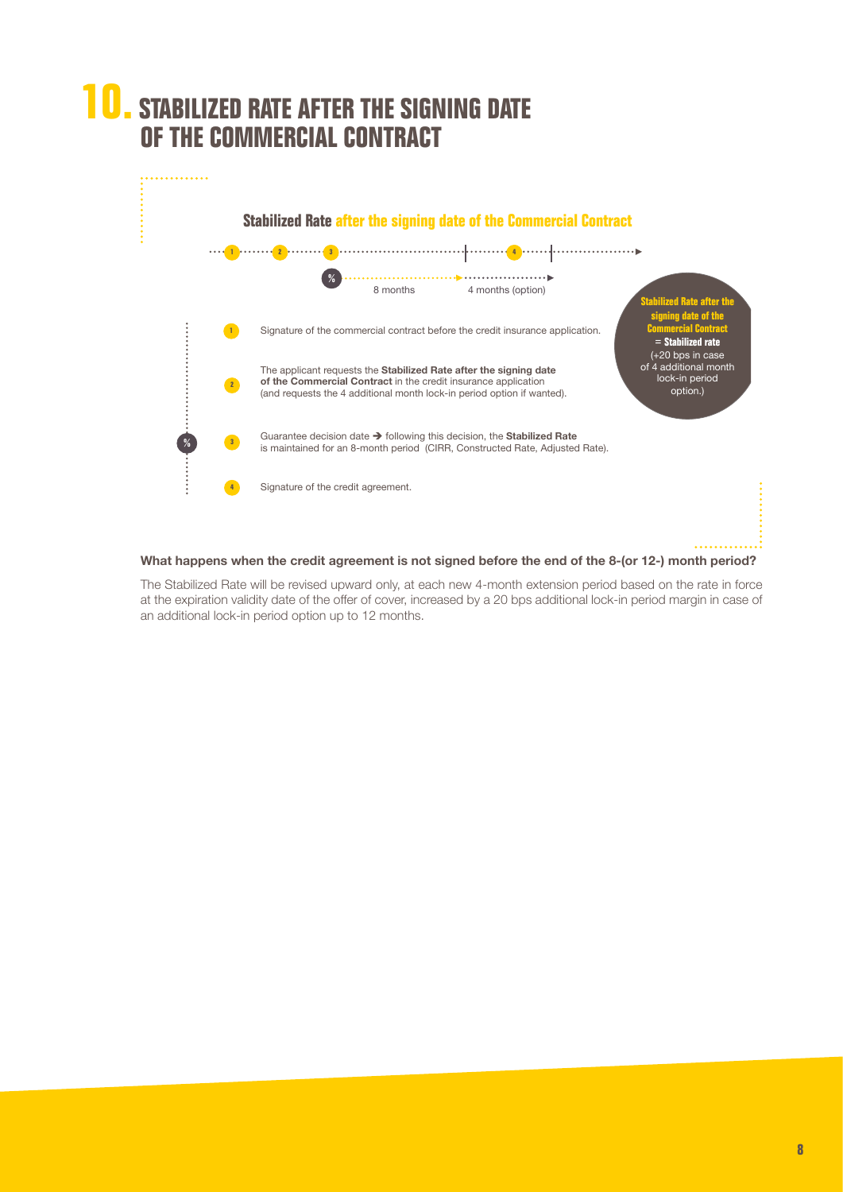# 10. STABILIZED RATE AFTER THE SIGNING DATE OF THE COMMERCIAL CONTRACT

### Stabilized Rate after the signing date of the Commercial Contract

1 — 2 — 3 — 4

% → 8 months → 4 months (option)

**Stabilized Rate after the signing date of the Commercial Contract** = **Stabilized rate** (+20 bps in case of 4 additional month lock-in period option.)

1. Signature of the commercial contract before the credit insurance application.
2. The applicant requests the **Stabilized Rate after the signing date of the Commercial Contract** in the credit insurance application (and requests the 4 additional month lock-in period option if wanted).
3. Guarantee decision date → following this decision, the **Stabilized Rate** is maintained for an 8-month period (CIRR, Constructed Rate, Adjusted Rate).
4. Signature of the credit agreement.

**What happens when the credit agreement is not signed before the end of the 8-(or 12-) month period?**

The Stabilized Rate will be revised upward only, at each new 4-month extension period based on the rate in force at the expiration validity date of the offer of cover, increased by a 20 bps additional lock-in period margin in case of an additional lock-in period option up to 12 months.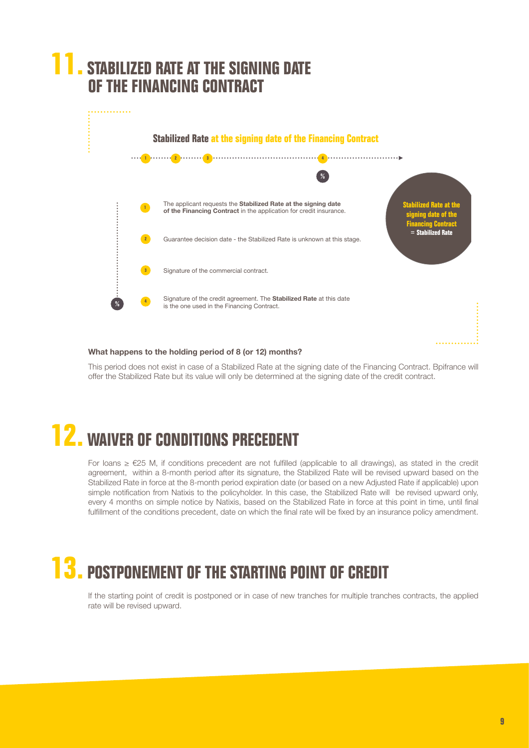# 11. STABILIZED RATE AT THE SIGNING DATE OF THE FINANCING CONTRACT

**Stabilized Rate at the signing date of the Financing Contract**

1. The applicant requests the **Stabilized Rate at the signing date of the Financing Contract** in the application for credit insurance.
2. Guarantee decision date - the Stabilized Rate is unknown at this stage.
3. Signature of the commercial contract.
4. Signature of the credit agreement. The **Stabilized Rate** at this date is the one used in the Financing Contract.

**Stabilized Rate at the signing date of the Financing Contract = Stabilized Rate**

**What happens to the holding period of 8 (or 12) months?**

This period does not exist in case of a Stabilized Rate at the signing date of the Financing Contract. Bpifrance will offer the Stabilized Rate but its value will only be determined at the signing date of the credit contract.

# 12. WAIVER OF CONDITIONS PRECEDENT

For loans ≥ €25 M, if conditions precedent are not fulfilled (applicable to all drawings), as stated in the credit agreement, within a 8-month period after its signature, the Stabilized Rate will be revised upward based on the Stabilized Rate in force at the 8-month period expiration date (or based on a new Adjusted Rate if applicable) upon simple notification from Natixis to the policyholder. In this case, the Stabilized Rate will be revised upward only, every 4 months on simple notice by Natixis, based on the Stabilized Rate in force at this point in time, until final fulfillment of the conditions precedent, date on which the final rate will be fixed by an insurance policy amendment.

# 13. POSTPONEMENT OF THE STARTING POINT OF CREDIT

If the starting point of credit is postponed or in case of new tranches for multiple tranches contracts, the applied rate will be revised upward.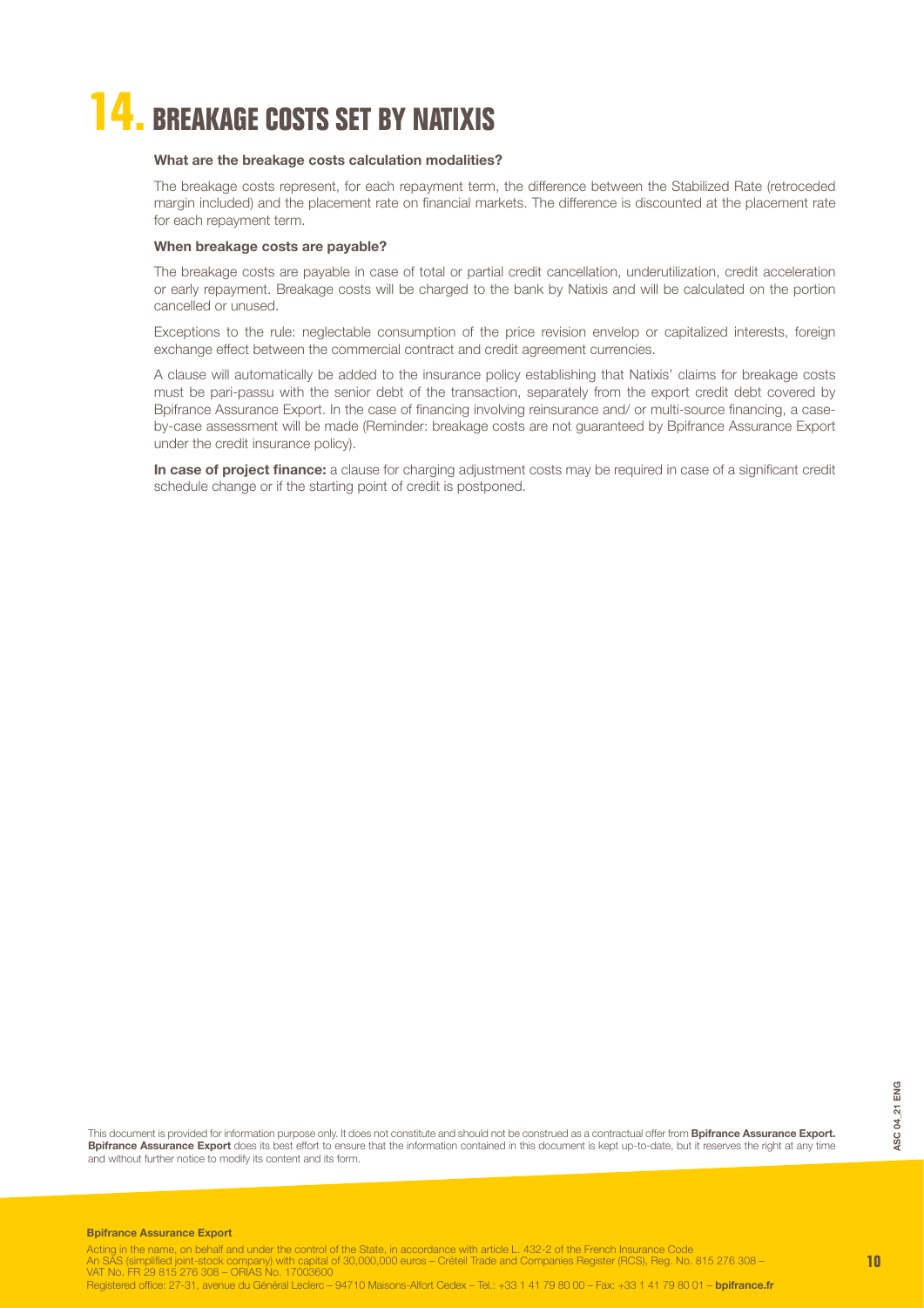# 14. BREAKAGE COSTS SET BY NATIXIS

**What are the breakage costs calculation modalities?**

The breakage costs represent, for each repayment term, the difference between the Stabilized Rate (retroceded margin included) and the placement rate on financial markets. The difference is discounted at the placement rate for each repayment term.

**When breakage costs are payable?**

The breakage costs are payable in case of total or partial credit cancellation, underutilization, credit acceleration or early repayment. Breakage costs will be charged to the bank by Natixis and will be calculated on the portion cancelled or unused.

Exceptions to the rule: neglectable consumption of the price revision envelop or capitalized interests, foreign exchange effect between the commercial contract and credit agreement currencies.

A clause will automatically be added to the insurance policy establishing that Natixis' claims for breakage costs must be pari-passu with the senior debt of the transaction, separately from the export credit debt covered by Bpifrance Assurance Export. In the case of financing involving reinsurance and/ or multi-source financing, a case-by-case assessment will be made (Reminder: breakage costs are not guaranteed by Bpifrance Assurance Export under the credit insurance policy).

**In case of project finance:** a clause for charging adjustment costs may be required in case of a significant credit schedule change or if the starting point of credit is postponed.

This document is provided for information purpose only. It does not constitute and should not be construed as a contractual offer from **Bpifrance Assurance Export.** **Bpifrance Assurance Export** does its best effort to ensure that the information contained in this document is kept up-to-date, but it reserves the right at any time and without further notice to modify its content and its form.

**Bpifrance Assurance Export**

Acting in the name, on behalf and under the control of the State, in accordance with article L. 432-2 of the French Insurance Code
An SAS (simplified joint-stock company) with capital of 30,000,000 euros – Créteil Trade and Companies Register (RCS), Reg. No. 815 276 308 –
VAT No. FR 29 815 276 308 – ORIAS No. 17003600
Registered office: 27-31, avenue du Général Leclerc – 94710 Maisons-Alfort Cedex – Tel.: +33 1 41 79 80 00 – Fax: +33 1 41 79 80 01 – **bpifrance.fr**

ASC 04_21 ENG